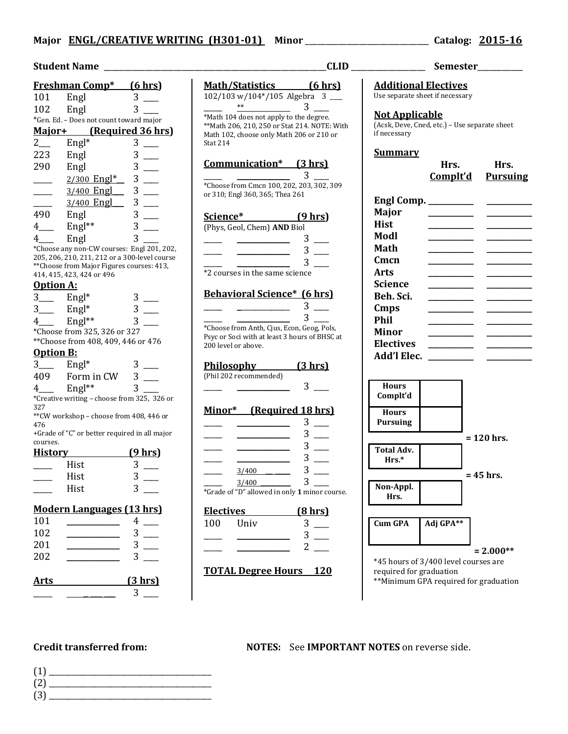**Major ENGL/CREATIVE WRITING (H301-01) Minor ______________________________ Catalog: 2015-16**

**Student Name ________________________________________________CLID _________________ Semester__________**

**Freshman Comp* (6 hrs)**

| | | | |
|---|---|---|---|
| 101 | Engl | 3 | ___ |
| 102 | Engl | 3 | ___ |

*Gen. Ed. – Does not count toward major

**Major+ (Required 36 hrs)**

| | | | |
|---|---|---|---|
| 2___ | Engl* | 3 | ___ |
| 223 | Engl | 3 | ___ |
| 290 | Engl | 3 | ___ |
| _____ | 2/300 Engl*__ | 3 | ___ |
| _____ | 3/400 Engl___ | 3 | ___ |
| _____ | 3/400 Engl___ | 3 | ___ |
| 490 | Engl | 3 | ___ |
| 4___ | Engl** | 3 | ___ |
| 4___ | Engl | 3 | ___ |

*Choose any non-CW courses: Engl 201, 202, 205, 206, 210, 211, 212 or a 300-level course
**Choose from Major Figures courses: 413, 414, 415, 423, 424 or 496

**Option A:**

| | | | |
|---|---|---|---|
| 3___ | Engl* | 3 | ___ |
| 3___ | Engl* | 3 | ___ |
| 4___ | Engl** | 3 | ___ |

*Choose from 325, 326 or 327
**Choose from 408, 409, 446 or 476

**Option B:**

| | | | |
|---|---|---|---|
| 3___ | Engl* | 3 | ___ |
| 409 | Form in CW | 3 | ___ |
| 4___ | Engl** | 3 | ___ |

*Creative writing – choose from 325, 326 or 327
**CW workshop – choose from 408, 446 or 476
+Grade of "C" or better required in all major courses.

**History (9 hrs)**

| | | | |
|---|---|---|---|
| _____ | Hist | 3 | ___ |
| _____ | Hist | 3 | ___ |
| _____ | Hist | 3 | ___ |

**Modern Languages (13 hrs)**

| | | | |
|---|---|---|---|
| 101 | ___________ | 4 | ___ |
| 102 | ___________ | 3 | ___ |
| 201 | ___________ | 3 | ___ |
| 202 | ___________ | 3 | ___ |

**Arts (3 hrs)**

| | | | |
|---|---|---|---|
| _____ | _________ | 3 | ___ |

**Math/Statistics (6 hrs)**

| | | | |
|---|---|---|---|
| 102/103 w/104*/105 Algebra | | 3 | ___ |
| _____ | ** ___________ | 3 | ___ |

*Math 104 does not apply to the degree.
**Math 206, 210, 250 or Stat 214. NOTE: With Math 102, choose only Math 206 or 210 or Stat 214

**Communication* (3 hrs)**

| | | | |
|---|---|---|---|
| _____ | ___________ | 3 | ___ |

*Choose from Cmcn 100, 202, 203, 302, 309 or 310; Engl 360, 365; Thea 261

**Science* (9 hrs)**

(Phys, Geol, Chem) **AND** Biol

| | | | |
|---|---|---|---|
| _____ | ___________ | 3 | ___ |
| _____ | ___________ | 3 | ___ |
| _____ | ___________ | 3 | ___ |

*2 courses in the same science

**Behavioral Science* (6 hrs)**

| | | | |
|---|---|---|---|
| _____ | ___________ | 3 | ___ |
| _____ | ___________ | 3 | ___ |

*Choose from Anth, Cjus, Econ, Geog, Pols, Psyc or Soci with at least 3 hours of BHSC at 200 level or above.

**Philosophy (3 hrs)**

(Phil 202 recommended)

| | | | |
|---|---|---|---|
| _____ | ___________ | 3 | ___ |

**Minor* (Required 18 hrs)**

| | | | |
|---|---|---|---|
| _____ | ___________ | 3 | ___ |
| _____ | ___________ | 3 | ___ |
| _____ | ___________ | 3 | ___ |
| _____ | ___________ | 3 | ___ |
| _____ | 3/400 ______ | 3 | ___ |
| _____ | 3/400 ______ | 3 | ___ |

*Grade of "D" allowed in only **1** minor course.

**Electives (8 hrs)**

| | | | |
|---|---|---|---|
| 100 | Univ | 3 | ___ |
| _____ | ___________ | 3 | ___ |
| _____ | ___________ | 2 | ___ |

**TOTAL Degree Hours 120**

**Additional Electives**

Use separate sheet if necessary

**Not Applicable**

(Acsk, Deve, Cned, etc.) – Use separate sheet if necessary

**Summary**

| | Hrs. Complt'd | Hrs. Pursuing |
|---|---|---|
| **Engl Comp.** | ________ | ________ |
| **Major** | ________ | ________ |
| **Hist** | ________ | ________ |
| **Modl** | ________ | ________ |
| **Math** | ________ | ________ |
| **Cmcn** | ________ | ________ |
| **Arts** | ________ | ________ |
| **Science** | ________ | ________ |
| **Beh. Sci.** | ________ | ________ |
| **Cmps** | ________ | ________ |
| **Phil** | ________ | ________ |
| **Minor** | ________ | ________ |
| **Electives** | ________ | ________ |
| **Add'l Elec.** | ________ | ________ |

| | |
|---|---|
| **Hours Complt'd** | |
| **Hours Pursuing** | |

**= 120 hrs.**

| | |
|---|---|
| **Total Adv. Hrs.*** | |

**= 45 hrs.**

| | |
|---|---|
| **Non-Appl. Hrs.** | |

| **Cum GPA** | **Adj GPA**** |
|---|---|
| | |

**= 2.000****

*45 hours of 3/400 level courses are required for graduation
**Minimum GPA required for graduation

**Credit transferred from:**

(1) ________________________________
(2) ________________________________
(3) ________________________________

**NOTES:** See **IMPORTANT NOTES** on reverse side.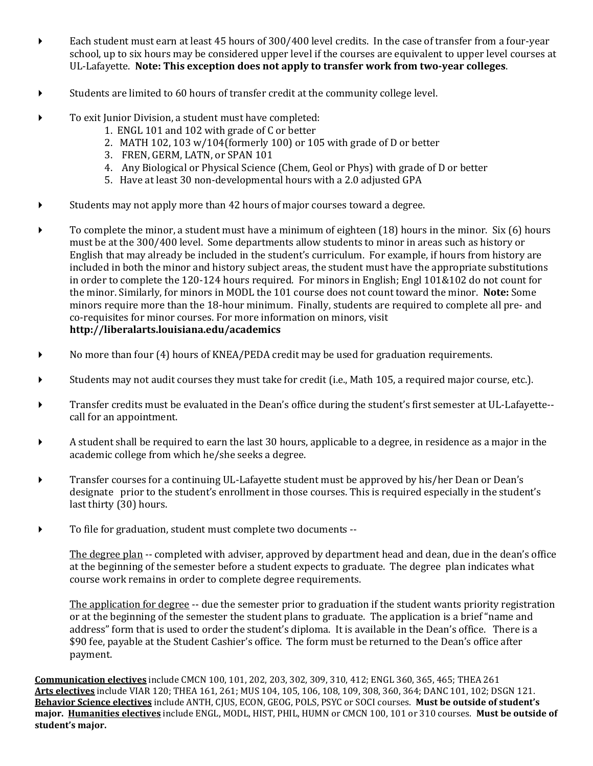- Each student must earn at least 45 hours of 300/400 level credits. In the case of transfer from a four-year school, up to six hours may be considered upper level if the courses are equivalent to upper level courses at UL-Lafayette. **Note: This exception does not apply to transfer work from two-year colleges**.

- Students are limited to 60 hours of transfer credit at the community college level.

- To exit Junior Division, a student must have completed:
  1. ENGL 101 and 102 with grade of C or better
  2. MATH 102, 103 w/104(formerly 100) or 105 with grade of D or better
  3. FREN, GERM, LATN, or SPAN 101
  4. Any Biological or Physical Science (Chem, Geol or Phys) with grade of D or better
  5. Have at least 30 non-developmental hours with a 2.0 adjusted GPA

- Students may not apply more than 42 hours of major courses toward a degree.

- To complete the minor, a student must have a minimum of eighteen (18) hours in the minor. Six (6) hours must be at the 300/400 level. Some departments allow students to minor in areas such as history or English that may already be included in the student's curriculum. For example, if hours from history are included in both the minor and history subject areas, the student must have the appropriate substitutions in order to complete the 120-124 hours required. For minors in English; Engl 101&102 do not count for the minor. Similarly, for minors in MODL the 101 course does not count toward the minor. **Note:** Some minors require more than the 18-hour minimum. Finally, students are required to complete all pre- and co-requisites for minor courses. For more information on minors, visit **http://liberalarts.louisiana.edu/academics**

- No more than four (4) hours of KNEA/PEDA credit may be used for graduation requirements.

- Students may not audit courses they must take for credit (i.e., Math 105, a required major course, etc.).

- Transfer credits must be evaluated in the Dean's office during the student's first semester at UL-Lafayette--call for an appointment.

- A student shall be required to earn the last 30 hours, applicable to a degree, in residence as a major in the academic college from which he/she seeks a degree.

- Transfer courses for a continuing UL-Lafayette student must be approved by his/her Dean or Dean's designate prior to the student's enrollment in those courses. This is required especially in the student's last thirty (30) hours.

- To file for graduation, student must complete two documents --

  <u>The degree plan</u> -- completed with adviser, approved by department head and dean, due in the dean's office at the beginning of the semester before a student expects to graduate. The degree plan indicates what course work remains in order to complete degree requirements.

  <u>The application for degree</u> -- due the semester prior to graduation if the student wants priority registration or at the beginning of the semester the student plans to graduate. The application is a brief "name and address" form that is used to order the student's diploma. It is available in the Dean's office. There is a $90 fee, payable at the Student Cashier's office. The form must be returned to the Dean's office after payment.

**<u>Communication electives</u>** include CMCN 100, 101, 202, 203, 302, 309, 310, 412; ENGL 360, 365, 465; THEA 261
**<u>Arts electives</u>** include VIAR 120; THEA 161, 261; MUS 104, 105, 106, 108, 109, 308, 360, 364; DANC 101, 102; DSGN 121.
**<u>Behavior Science electives</u>** include ANTH, CJUS, ECON, GEOG, POLS, PSYC or SOCI courses. **Must be outside of student's major. <u>Humanities electives</u>** include ENGL, MODL, HIST, PHIL, HUMN or CMCN 100, 101 or 310 courses. **Must be outside of student's major.**